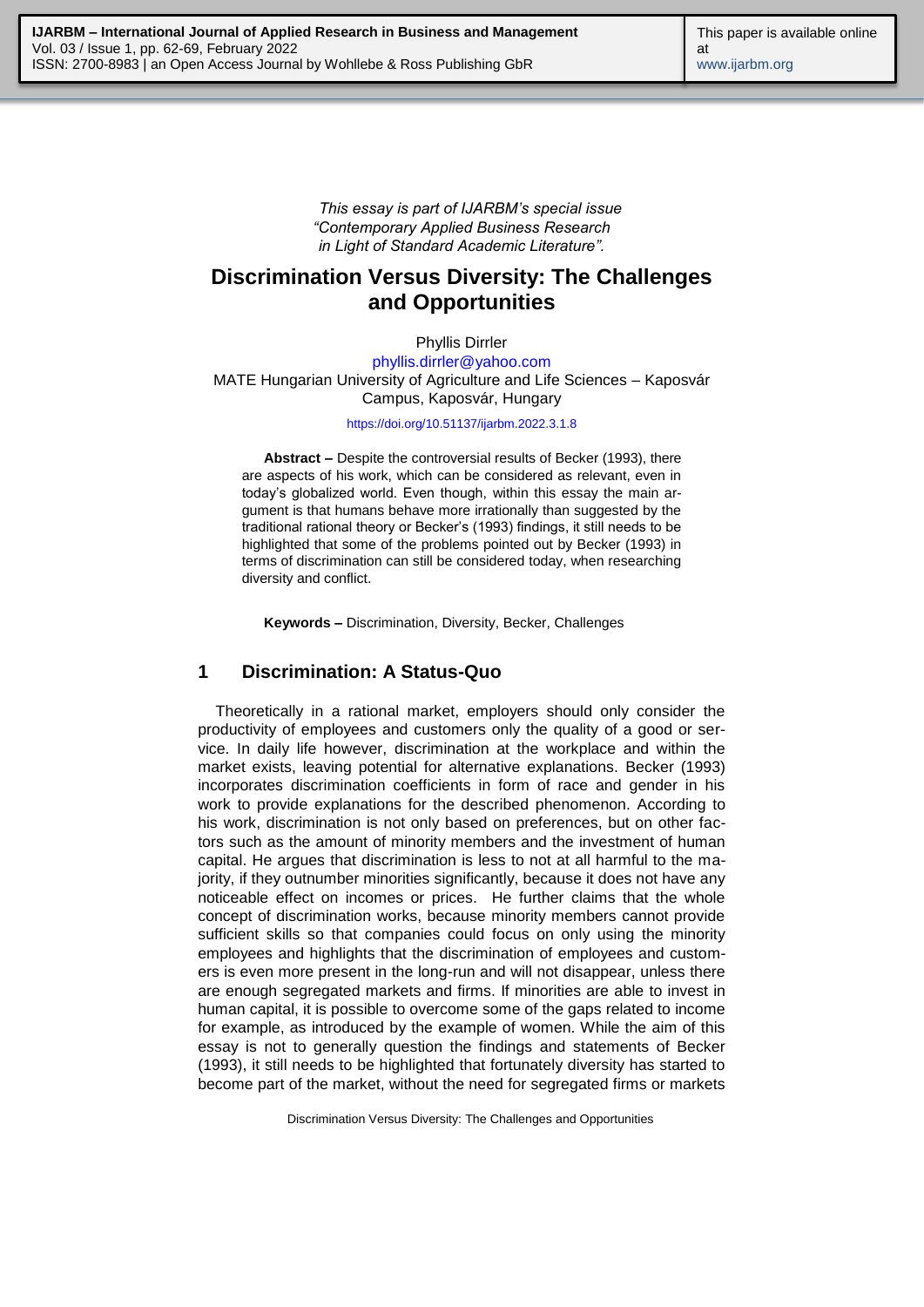*This essay is part of IJARBM's special issue "Contemporary Applied Business Research in Light of Standard Academic Literature".*

# Discrimination Versus Diversity: The Challenges and Opportunities

Phyllis Dirrler

phyllis.dirrler@yahoo.com

MATE Hungarian University of Agriculture and Life Sciences – Kaposvár Campus, Kaposvár, Hungary

https://doi.org/10.51137/ijarbm.2022.3.1.8

**Abstract –** Despite the controversial results of Becker (1993), there are aspects of his work, which can be considered as relevant, even in today's globalized world. Even though, within this essay the main argument is that humans behave more irrationally than suggested by the traditional rational theory or Becker's (1993) findings, it still needs to be highlighted that some of the problems pointed out by Becker (1993) in terms of discrimination can still be considered today, when researching diversity and conflict.

**Keywords –** Discrimination, Diversity, Becker, Challenges

## 1 Discrimination: A Status-Quo

Theoretically in a rational market, employers should only consider the productivity of employees and customers only the quality of a good or service. In daily life however, discrimination at the workplace and within the market exists, leaving potential for alternative explanations. Becker (1993) incorporates discrimination coefficients in form of race and gender in his work to provide explanations for the described phenomenon. According to his work, discrimination is not only based on preferences, but on other factors such as the amount of minority members and the investment of human capital. He argues that discrimination is less to not at all harmful to the majority, if they outnumber minorities significantly, because it does not have any noticeable effect on incomes or prices. He further claims that the whole concept of discrimination works, because minority members cannot provide sufficient skills so that companies could focus on only using the minority employees and highlights that the discrimination of employees and customers is even more present in the long-run and will not disappear, unless there are enough segregated markets and firms. If minorities are able to invest in human capital, it is possible to overcome some of the gaps related to income for example, as introduced by the example of women. While the aim of this essay is not to generally question the findings and statements of Becker (1993), it still needs to be highlighted that fortunately diversity has started to become part of the market, without the need for segregated firms or markets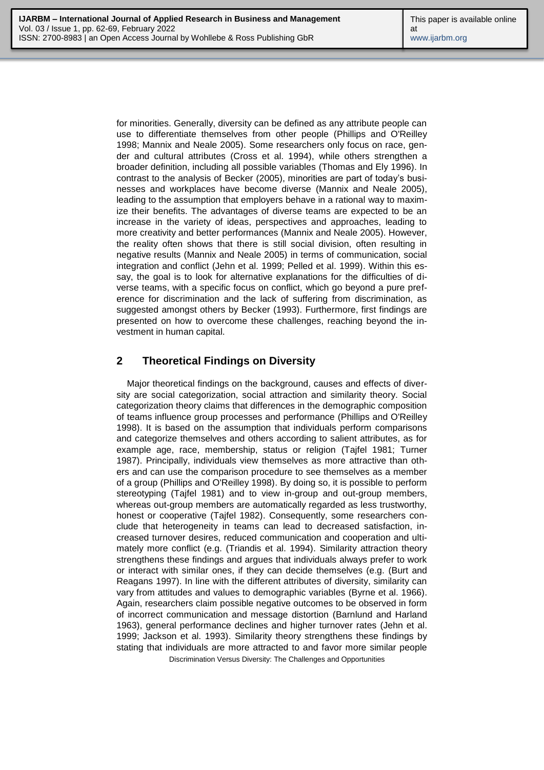for minorities. Generally, diversity can be defined as any attribute people can use to differentiate themselves from other people (Phillips and O'Reilley 1998; Mannix and Neale 2005). Some researchers only focus on race, gender and cultural attributes (Cross et al. 1994), while others strengthen a broader definition, including all possible variables (Thomas and Ely 1996). In contrast to the analysis of Becker (2005), minorities are part of today's businesses and workplaces have become diverse (Mannix and Neale 2005), leading to the assumption that employers behave in a rational way to maximize their benefits. The advantages of diverse teams are expected to be an increase in the variety of ideas, perspectives and approaches, leading to more creativity and better performances (Mannix and Neale 2005). However, the reality often shows that there is still social division, often resulting in negative results (Mannix and Neale 2005) in terms of communication, social integration and conflict (Jehn et al. 1999; Pelled et al. 1999). Within this essay, the goal is to look for alternative explanations for the difficulties of diverse teams, with a specific focus on conflict, which go beyond a pure preference for discrimination and the lack of suffering from discrimination, as suggested amongst others by Becker (1993). Furthermore, first findings are presented on how to overcome these challenges, reaching beyond the investment in human capital.

## 2 Theoretical Findings on Diversity

Major theoretical findings on the background, causes and effects of diversity are social categorization, social attraction and similarity theory. Social categorization theory claims that differences in the demographic composition of teams influence group processes and performance (Phillips and O'Reilley 1998). It is based on the assumption that individuals perform comparisons and categorize themselves and others according to salient attributes, as for example age, race, membership, status or religion (Tajfel 1981; Turner 1987). Principally, individuals view themselves as more attractive than others and can use the comparison procedure to see themselves as a member of a group (Phillips and O'Reilley 1998). By doing so, it is possible to perform stereotyping (Tajfel 1981) and to view in-group and out-group members, whereas out-group members are automatically regarded as less trustworthy, honest or cooperative (Tajfel 1982). Consequently, some researchers conclude that heterogeneity in teams can lead to decreased satisfaction, increased turnover desires, reduced communication and cooperation and ultimately more conflict (e.g. (Triandis et al. 1994). Similarity attraction theory strengthens these findings and argues that individuals always prefer to work or interact with similar ones, if they can decide themselves (e.g. (Burt and Reagans 1997). In line with the different attributes of diversity, similarity can vary from attitudes and values to demographic variables (Byrne et al. 1966). Again, researchers claim possible negative outcomes to be observed in form of incorrect communication and message distortion (Barnlund and Harland 1963), general performance declines and higher turnover rates (Jehn et al. 1999; Jackson et al. 1993). Similarity theory strengthens these findings by stating that individuals are more attracted to and favor more similar people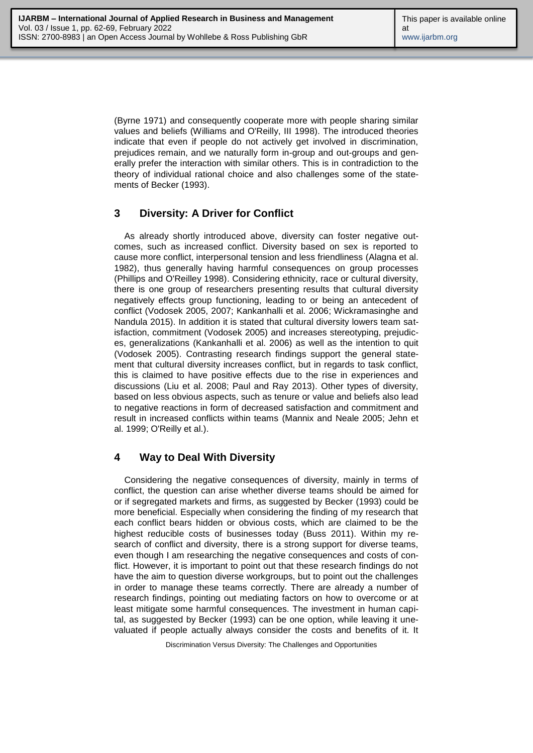(Byrne 1971) and consequently cooperate more with people sharing similar values and beliefs (Williams and O'Reilly, III 1998). The introduced theories indicate that even if people do not actively get involved in discrimination, prejudices remain, and we naturally form in-group and out-groups and generally prefer the interaction with similar others. This is in contradiction to the theory of individual rational choice and also challenges some of the statements of Becker (1993).

## 3 Diversity: A Driver for Conflict

As already shortly introduced above, diversity can foster negative outcomes, such as increased conflict. Diversity based on sex is reported to cause more conflict, interpersonal tension and less friendliness (Alagna et al. 1982), thus generally having harmful consequences on group processes (Phillips and O'Reilley 1998). Considering ethnicity, race or cultural diversity, there is one group of researchers presenting results that cultural diversity negatively effects group functioning, leading to or being an antecedent of conflict (Vodosek 2005, 2007; Kankanhalli et al. 2006; Wickramasinghe and Nandula 2015). In addition it is stated that cultural diversity lowers team satisfaction, commitment (Vodosek 2005) and increases stereotyping, prejudices, generalizations (Kankanhalli et al. 2006) as well as the intention to quit (Vodosek 2005). Contrasting research findings support the general statement that cultural diversity increases conflict, but in regards to task conflict, this is claimed to have positive effects due to the rise in experiences and discussions (Liu et al. 2008; Paul and Ray 2013). Other types of diversity, based on less obvious aspects, such as tenure or value and beliefs also lead to negative reactions in form of decreased satisfaction and commitment and result in increased conflicts within teams (Mannix and Neale 2005; Jehn et al. 1999; O'Reilly et al.).

## 4 Way to Deal With Diversity

Considering the negative consequences of diversity, mainly in terms of conflict, the question can arise whether diverse teams should be aimed for or if segregated markets and firms, as suggested by Becker (1993) could be more beneficial. Especially when considering the finding of my research that each conflict bears hidden or obvious costs, which are claimed to be the highest reducible costs of businesses today (Buss 2011). Within my research of conflict and diversity, there is a strong support for diverse teams, even though I am researching the negative consequences and costs of conflict. However, it is important to point out that these research findings do not have the aim to question diverse workgroups, but to point out the challenges in order to manage these teams correctly. There are already a number of research findings, pointing out mediating factors on how to overcome or at least mitigate some harmful consequences. The investment in human capital, as suggested by Becker (1993) can be one option, while leaving it unevaluated if people actually always consider the costs and benefits of it. It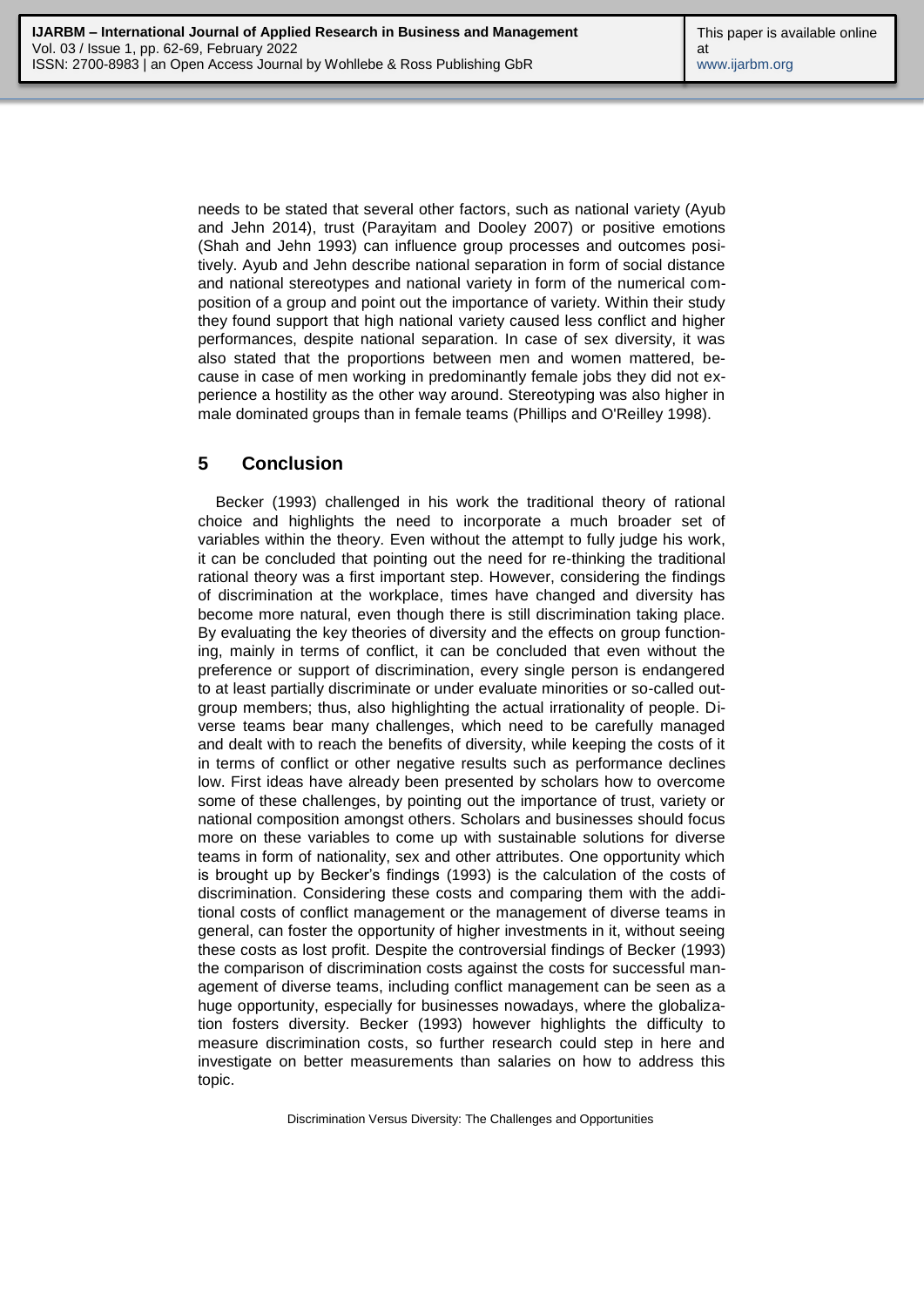needs to be stated that several other factors, such as national variety (Ayub and Jehn 2014), trust (Parayitam and Dooley 2007) or positive emotions (Shah and Jehn 1993) can influence group processes and outcomes positively. Ayub and Jehn describe national separation in form of social distance and national stereotypes and national variety in form of the numerical composition of a group and point out the importance of variety. Within their study they found support that high national variety caused less conflict and higher performances, despite national separation. In case of sex diversity, it was also stated that the proportions between men and women mattered, because in case of men working in predominantly female jobs they did not experience a hostility as the other way around. Stereotyping was also higher in male dominated groups than in female teams (Phillips and O'Reilley 1998).

## 5 Conclusion

Becker (1993) challenged in his work the traditional theory of rational choice and highlights the need to incorporate a much broader set of variables within the theory. Even without the attempt to fully judge his work, it can be concluded that pointing out the need for re-thinking the traditional rational theory was a first important step. However, considering the findings of discrimination at the workplace, times have changed and diversity has become more natural, even though there is still discrimination taking place. By evaluating the key theories of diversity and the effects on group functioning, mainly in terms of conflict, it can be concluded that even without the preference or support of discrimination, every single person is endangered to at least partially discriminate or under evaluate minorities or so-called outgroup members; thus, also highlighting the actual irrationality of people. Diverse teams bear many challenges, which need to be carefully managed and dealt with to reach the benefits of diversity, while keeping the costs of it in terms of conflict or other negative results such as performance declines low. First ideas have already been presented by scholars how to overcome some of these challenges, by pointing out the importance of trust, variety or national composition amongst others. Scholars and businesses should focus more on these variables to come up with sustainable solutions for diverse teams in form of nationality, sex and other attributes. One opportunity which is brought up by Becker's findings (1993) is the calculation of the costs of discrimination. Considering these costs and comparing them with the additional costs of conflict management or the management of diverse teams in general, can foster the opportunity of higher investments in it, without seeing these costs as lost profit. Despite the controversial findings of Becker (1993) the comparison of discrimination costs against the costs for successful management of diverse teams, including conflict management can be seen as a huge opportunity, especially for businesses nowadays, where the globalization fosters diversity. Becker (1993) however highlights the difficulty to measure discrimination costs, so further research could step in here and investigate on better measurements than salaries on how to address this topic.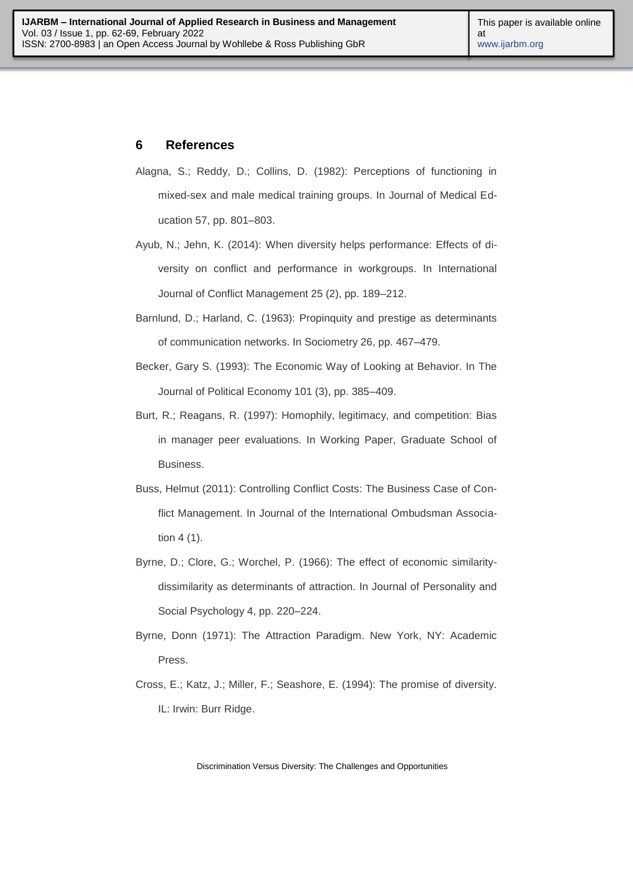## 6 References

Alagna, S.; Reddy, D.; Collins, D. (1982): Perceptions of functioning in mixed-sex and male medical training groups. In Journal of Medical Education 57, pp. 801–803.

Ayub, N.; Jehn, K. (2014): When diversity helps performance: Effects of diversity on conflict and performance in workgroups. In International Journal of Conflict Management 25 (2), pp. 189–212.

Barnlund, D.; Harland, C. (1963): Propinquity and prestige as determinants of communication networks. In Sociometry 26, pp. 467–479.

Becker, Gary S. (1993): The Economic Way of Looking at Behavior. In The Journal of Political Economy 101 (3), pp. 385–409.

Burt, R.; Reagans, R. (1997): Homophily, legitimacy, and competition: Bias in manager peer evaluations. In Working Paper, Graduate School of Business.

Buss, Helmut (2011): Controlling Conflict Costs: The Business Case of Conflict Management. In Journal of the International Ombudsman Association 4 (1).

Byrne, D.; Clore, G.; Worchel, P. (1966): The effect of economic similarity-dissimilarity as determinants of attraction. In Journal of Personality and Social Psychology 4, pp. 220–224.

Byrne, Donn (1971): The Attraction Paradigm. New York, NY: Academic Press.

Cross, E.; Katz, J.; Miller, F.; Seashore, E. (1994): The promise of diversity. IL: Irwin: Burr Ridge.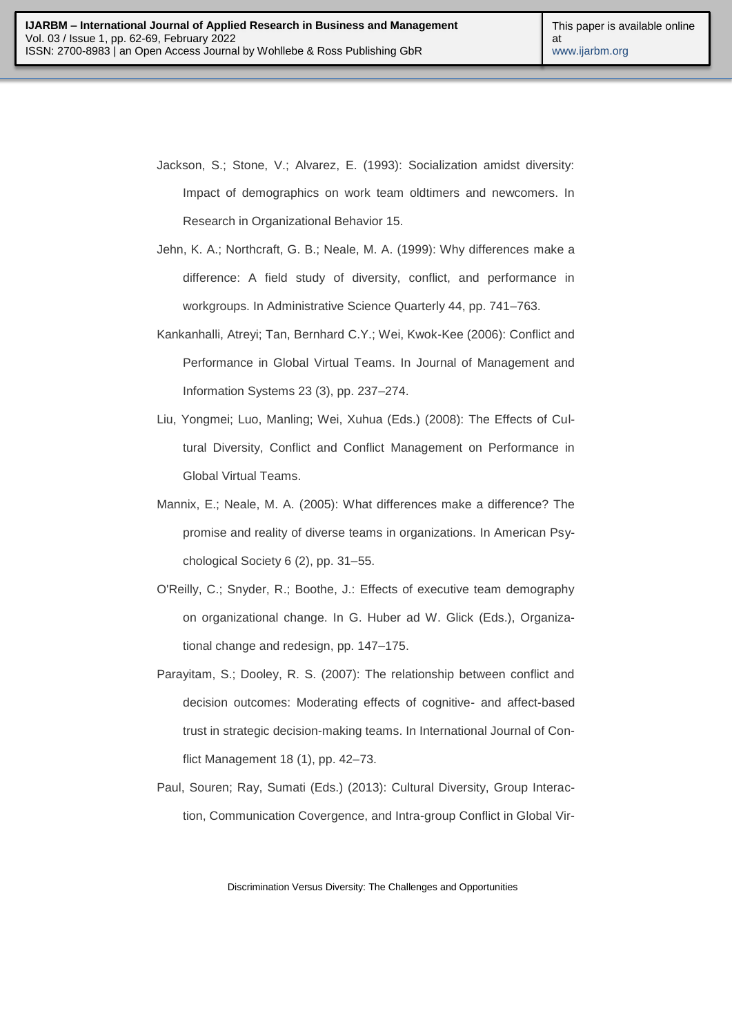Jackson, S.; Stone, V.; Alvarez, E. (1993): Socialization amidst diversity: Impact of demographics on work team oldtimers and newcomers. In Research in Organizational Behavior 15.

Jehn, K. A.; Northcraft, G. B.; Neale, M. A. (1999): Why differences make a difference: A field study of diversity, conflict, and performance in workgroups. In Administrative Science Quarterly 44, pp. 741–763.

Kankanhalli, Atreyi; Tan, Bernhard C.Y.; Wei, Kwok-Kee (2006): Conflict and Performance in Global Virtual Teams. In Journal of Management and Information Systems 23 (3), pp. 237–274.

Liu, Yongmei; Luo, Manling; Wei, Xuhua (Eds.) (2008): The Effects of Cultural Diversity, Conflict and Conflict Management on Performance in Global Virtual Teams.

Mannix, E.; Neale, M. A. (2005): What differences make a difference? The promise and reality of diverse teams in organizations. In American Psychological Society 6 (2), pp. 31–55.

O'Reilly, C.; Snyder, R.; Boothe, J.: Effects of executive team demography on organizational change. In G. Huber ad W. Glick (Eds.), Organizational change and redesign, pp. 147–175.

Parayitam, S.; Dooley, R. S. (2007): The relationship between conflict and decision outcomes: Moderating effects of cognitive- and affect-based trust in strategic decision-making teams. In International Journal of Conflict Management 18 (1), pp. 42–73.

Paul, Souren; Ray, Sumati (Eds.) (2013): Cultural Diversity, Group Interaction, Communication Covergence, and Intra-group Conflict in Global Vir-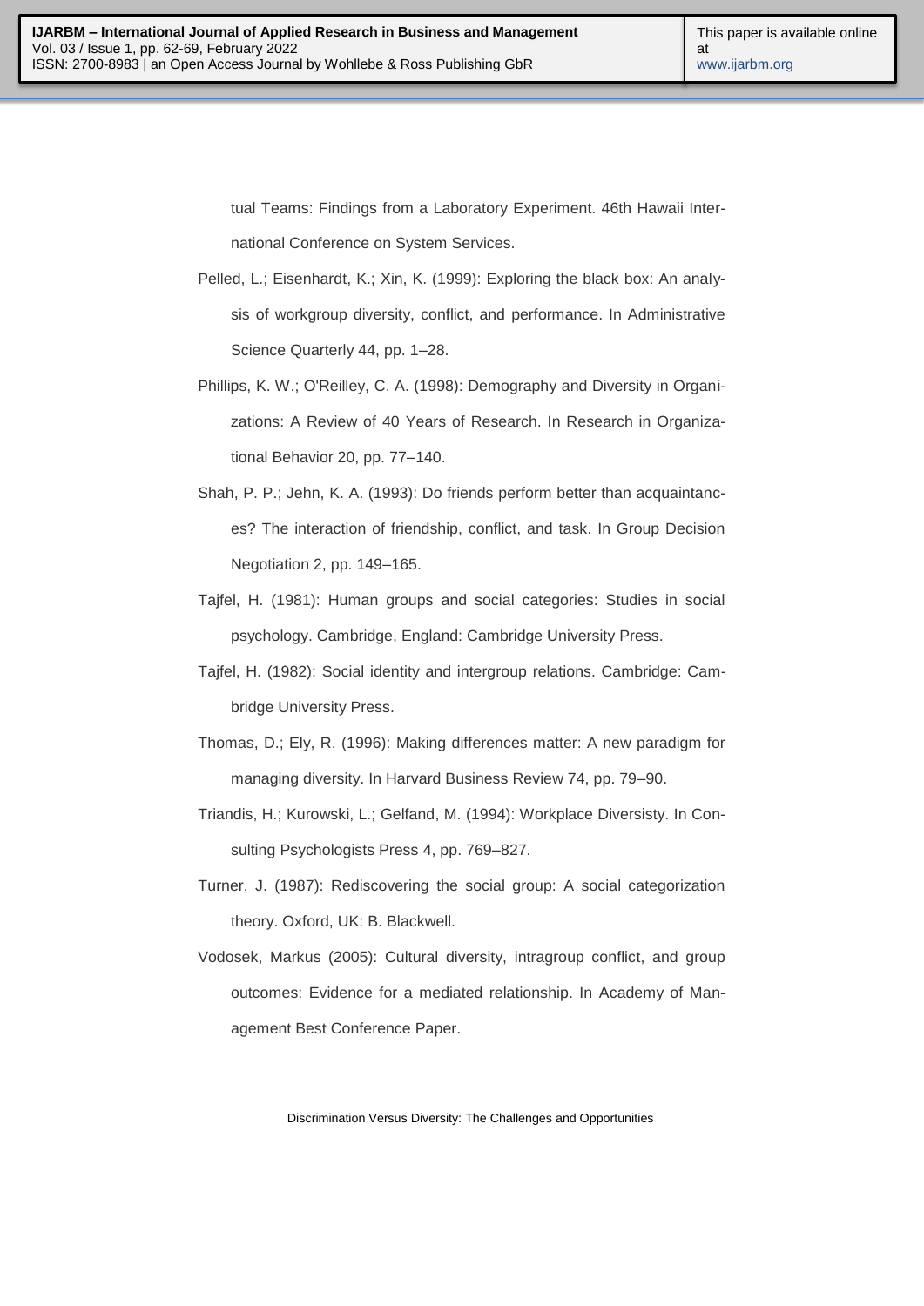tual Teams: Findings from a Laboratory Experiment. 46th Hawaii International Conference on System Services.

Pelled, L.; Eisenhardt, K.; Xin, K. (1999): Exploring the black box: An analysis of workgroup diversity, conflict, and performance. In Administrative Science Quarterly 44, pp. 1–28.

Phillips, K. W.; O'Reilley, C. A. (1998): Demography and Diversity in Organizations: A Review of 40 Years of Research. In Research in Organizational Behavior 20, pp. 77–140.

Shah, P. P.; Jehn, K. A. (1993): Do friends perform better than acquaintances? The interaction of friendship, conflict, and task. In Group Decision Negotiation 2, pp. 149–165.

Tajfel, H. (1981): Human groups and social categories: Studies in social psychology. Cambridge, England: Cambridge University Press.

Tajfel, H. (1982): Social identity and intergroup relations. Cambridge: Cambridge University Press.

Thomas, D.; Ely, R. (1996): Making differences matter: A new paradigm for managing diversity. In Harvard Business Review 74, pp. 79–90.

Triandis, H.; Kurowski, L.; Gelfand, M. (1994): Workplace Diversisty. In Consulting Psychologists Press 4, pp. 769–827.

Turner, J. (1987): Rediscovering the social group: A social categorization theory. Oxford, UK: B. Blackwell.

Vodosek, Markus (2005): Cultural diversity, intragroup conflict, and group outcomes: Evidence for a mediated relationship. In Academy of Management Best Conference Paper.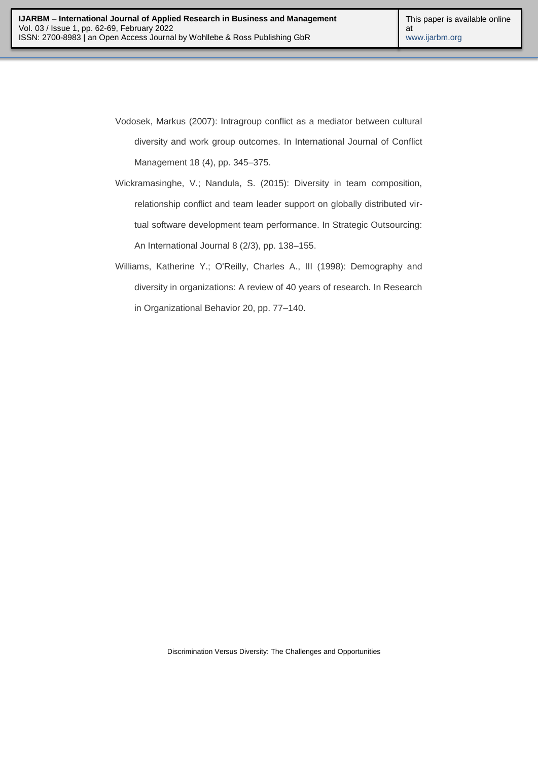Vodosek, Markus (2007): Intragroup conflict as a mediator between cultural diversity and work group outcomes. In International Journal of Conflict Management 18 (4), pp. 345–375.

Wickramasinghe, V.; Nandula, S. (2015): Diversity in team composition, relationship conflict and team leader support on globally distributed virtual software development team performance. In Strategic Outsourcing: An International Journal 8 (2/3), pp. 138–155.

Williams, Katherine Y.; O'Reilly, Charles A., III (1998): Demography and diversity in organizations: A review of 40 years of research. In Research in Organizational Behavior 20, pp. 77–140.